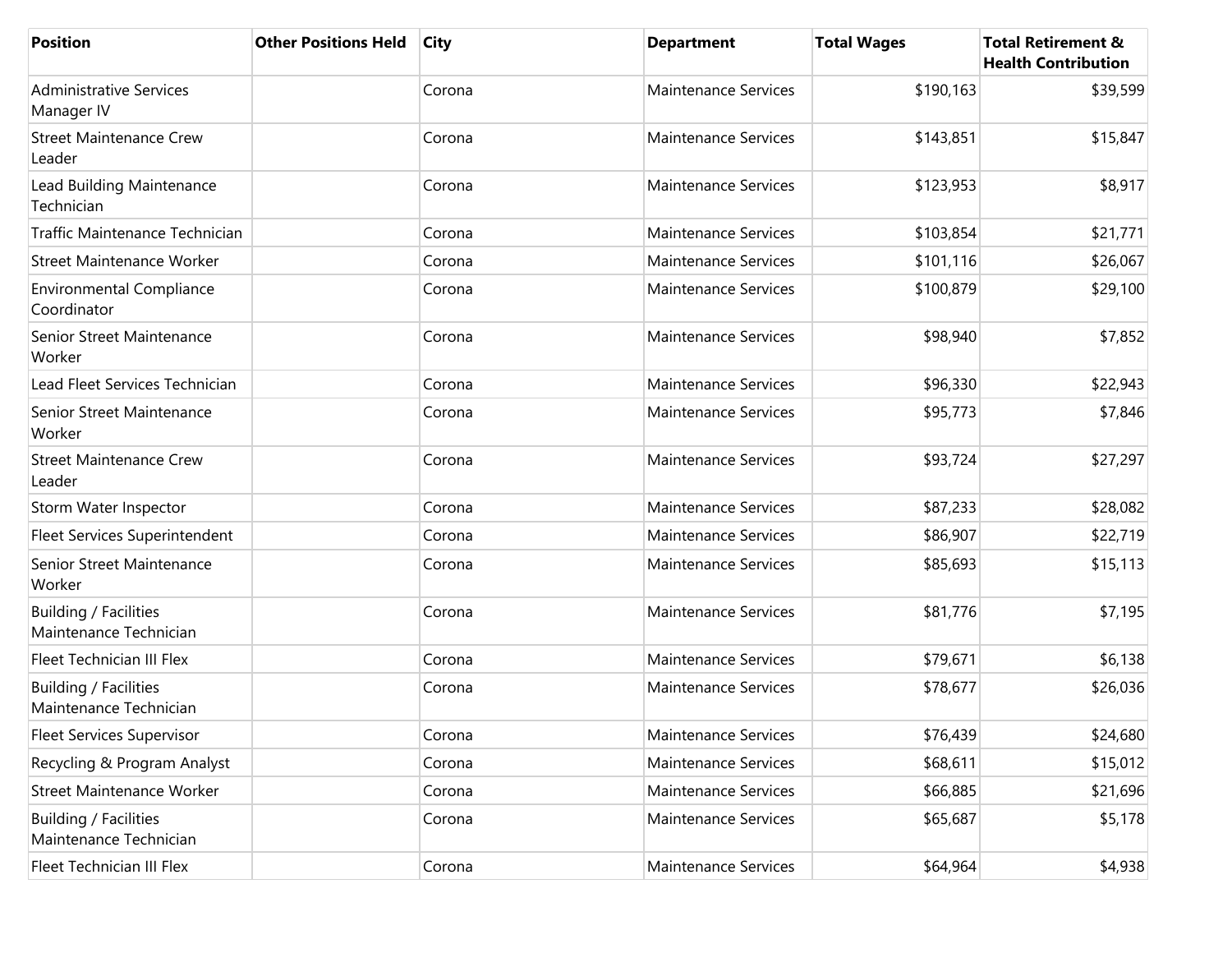| Position | Other Positions Held | City | Department | Total Wages | Total Retirement & Health Contribution |
| --- | --- | --- | --- | --- | --- |
| Administrative Services Manager IV | | Corona | Maintenance Services | $190,163 | $39,599 |
| Street Maintenance Crew Leader | | Corona | Maintenance Services | $143,851 | $15,847 |
| Lead Building Maintenance Technician | | Corona | Maintenance Services | $123,953 | $8,917 |
| Traffic Maintenance Technician | | Corona | Maintenance Services | $103,854 | $21,771 |
| Street Maintenance Worker | | Corona | Maintenance Services | $101,116 | $26,067 |
| Environmental Compliance Coordinator | | Corona | Maintenance Services | $100,879 | $29,100 |
| Senior Street Maintenance Worker | | Corona | Maintenance Services | $98,940 | $7,852 |
| Lead Fleet Services Technician | | Corona | Maintenance Services | $96,330 | $22,943 |
| Senior Street Maintenance Worker | | Corona | Maintenance Services | $95,773 | $7,846 |
| Street Maintenance Crew Leader | | Corona | Maintenance Services | $93,724 | $27,297 |
| Storm Water Inspector | | Corona | Maintenance Services | $87,233 | $28,082 |
| Fleet Services Superintendent | | Corona | Maintenance Services | $86,907 | $22,719 |
| Senior Street Maintenance Worker | | Corona | Maintenance Services | $85,693 | $15,113 |
| Building / Facilities Maintenance Technician | | Corona | Maintenance Services | $81,776 | $7,195 |
| Fleet Technician III Flex | | Corona | Maintenance Services | $79,671 | $6,138 |
| Building / Facilities Maintenance Technician | | Corona | Maintenance Services | $78,677 | $26,036 |
| Fleet Services Supervisor | | Corona | Maintenance Services | $76,439 | $24,680 |
| Recycling & Program Analyst | | Corona | Maintenance Services | $68,611 | $15,012 |
| Street Maintenance Worker | | Corona | Maintenance Services | $66,885 | $21,696 |
| Building / Facilities Maintenance Technician | | Corona | Maintenance Services | $65,687 | $5,178 |
| Fleet Technician III Flex | | Corona | Maintenance Services | $64,964 | $4,938 |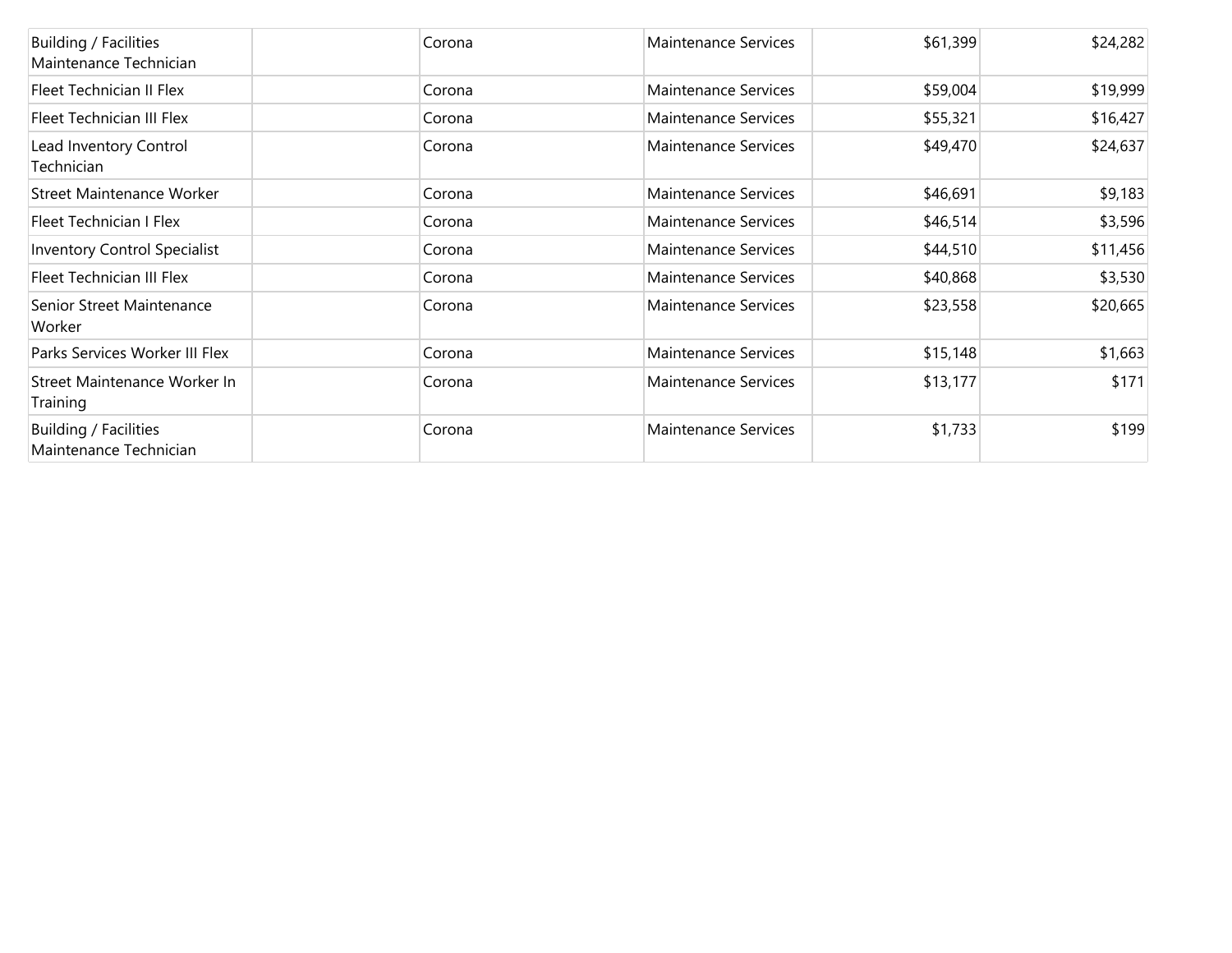| | | | | | |
|---|---|---|---|---|---|
| Building / Facilities Maintenance Technician | | Corona | Maintenance Services | $61,399 | $24,282 |
| Fleet Technician II Flex | | Corona | Maintenance Services | $59,004 | $19,999 |
| Fleet Technician III Flex | | Corona | Maintenance Services | $55,321 | $16,427 |
| Lead Inventory Control Technician | | Corona | Maintenance Services | $49,470 | $24,637 |
| Street Maintenance Worker | | Corona | Maintenance Services | $46,691 | $9,183 |
| Fleet Technician I Flex | | Corona | Maintenance Services | $46,514 | $3,596 |
| Inventory Control Specialist | | Corona | Maintenance Services | $44,510 | $11,456 |
| Fleet Technician III Flex | | Corona | Maintenance Services | $40,868 | $3,530 |
| Senior Street Maintenance Worker | | Corona | Maintenance Services | $23,558 | $20,665 |
| Parks Services Worker III Flex | | Corona | Maintenance Services | $15,148 | $1,663 |
| Street Maintenance Worker In Training | | Corona | Maintenance Services | $13,177 | $171 |
| Building / Facilities Maintenance Technician | | Corona | Maintenance Services | $1,733 | $199 |